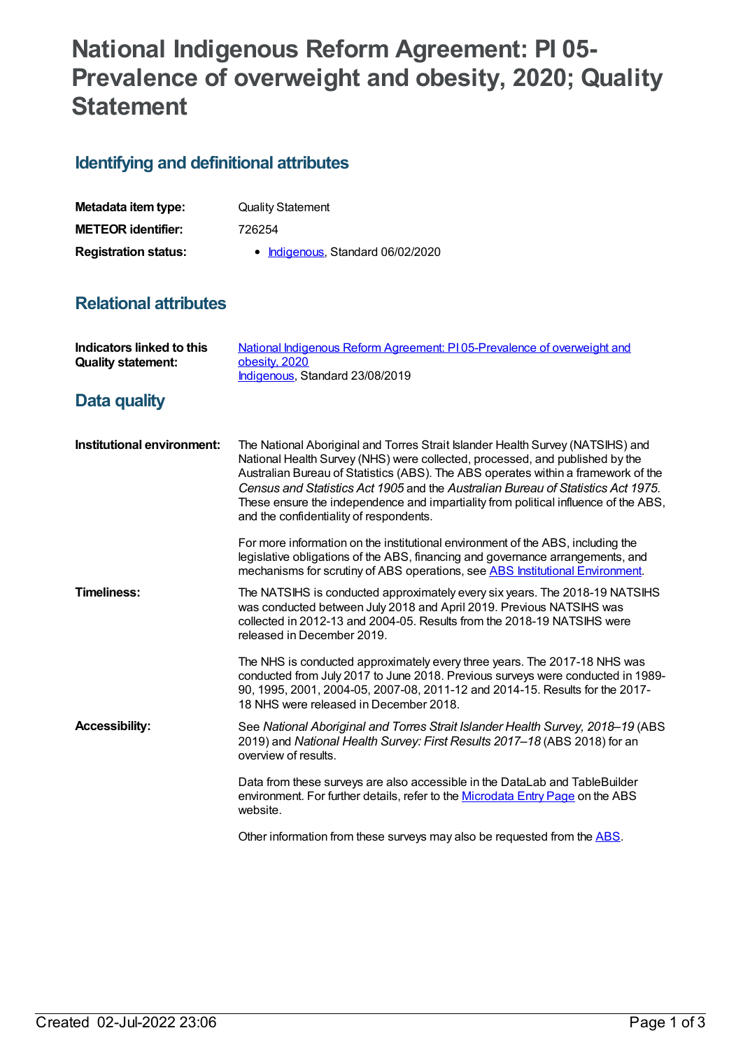# National Indigenous Reform Agreement: PI 05-Prevalence of overweight and obesity, 2020; Quality Statement

## Identifying and definitional attributes

| | |
|---|---|
| **Metadata item type:** | Quality Statement |
| **METEOR identifier:** | 726254 |
| **Registration status:** | • Indigenous, Standard 06/02/2020 |

## Relational attributes

| | |
|---|---|
| **Indicators linked to this Quality statement:** | National Indigenous Reform Agreement: PI 05-Prevalence of overweight and obesity, 2020<br>Indigenous, Standard 23/08/2019 |

## Data quality

**Institutional environment:**

The National Aboriginal and Torres Strait Islander Health Survey (NATSIHS) and National Health Survey (NHS) were collected, processed, and published by the Australian Bureau of Statistics (ABS). The ABS operates within a framework of the *Census and Statistics Act 1905* and the *Australian Bureau of Statistics Act 1975*. These ensure the independence and impartiality from political influence of the ABS, and the confidentiality of respondents.

For more information on the institutional environment of the ABS, including the legislative obligations of the ABS, financing and governance arrangements, and mechanisms for scrutiny of ABS operations, see ABS Institutional Environment.

**Timeliness:**

The NATSIHS is conducted approximately every six years. The 2018-19 NATSIHS was conducted between July 2018 and April 2019. Previous NATSIHS was collected in 2012-13 and 2004-05. Results from the 2018-19 NATSIHS were released in December 2019.

The NHS is conducted approximately every three years. The 2017-18 NHS was conducted from July 2017 to June 2018. Previous surveys were conducted in 1989-90, 1995, 2001, 2004-05, 2007-08, 2011-12 and 2014-15. Results for the 2017-18 NHS were released in December 2018.

**Accessibility:**

See *National Aboriginal and Torres Strait Islander Health Survey, 2018–19* (ABS 2019) and *National Health Survey: First Results 2017–18* (ABS 2018) for an overview of results.

Data from these surveys are also accessible in the DataLab and TableBuilder environment. For further details, refer to the Microdata Entry Page on the ABS website.

Other information from these surveys may also be requested from the ABS.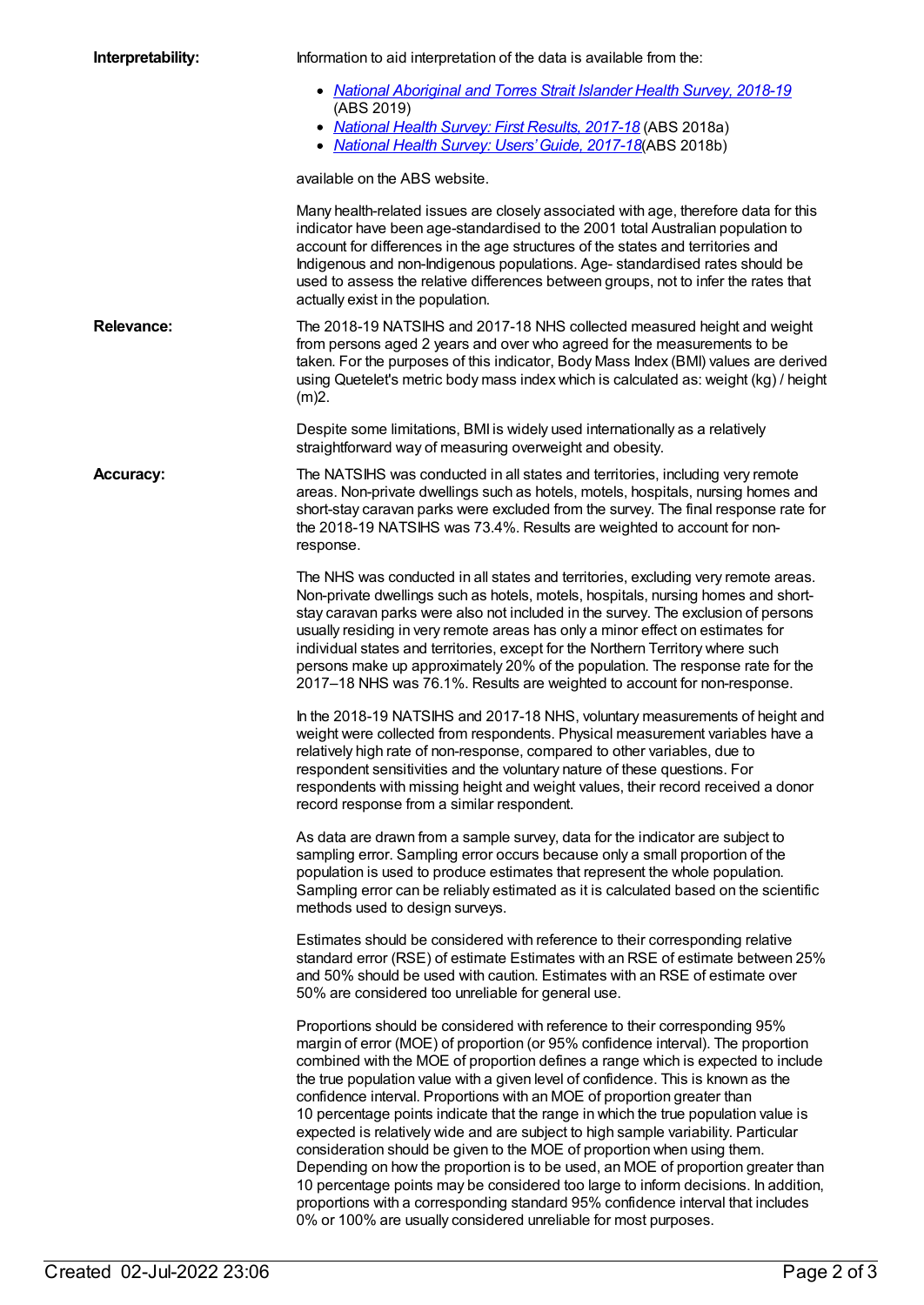**Interpretability:**

Information to aid interpretation of the data is available from the:

- [National Aboriginal and Torres Strait Islander Health Survey, 2018-19](#) (ABS 2019)
- [National Health Survey: First Results, 2017-18](#) (ABS 2018a)
- [National Health Survey: Users' Guide, 2017-18](#)(ABS 2018b)

available on the ABS website.

Many health-related issues are closely associated with age, therefore data for this indicator have been age-standardised to the 2001 total Australian population to account for differences in the age structures of the states and territories and Indigenous and non-Indigenous populations. Age- standardised rates should be used to assess the relative differences between groups, not to infer the rates that actually exist in the population.

**Relevance:**

The 2018-19 NATSIHS and 2017-18 NHS collected measured height and weight from persons aged 2 years and over who agreed for the measurements to be taken. For the purposes of this indicator, Body Mass Index (BMI) values are derived using Quetelet's metric body mass index which is calculated as: weight (kg) / height (m)2.

Despite some limitations, BMI is widely used internationally as a relatively straightforward way of measuring overweight and obesity.

**Accuracy:**

The NATSIHS was conducted in all states and territories, including very remote areas. Non-private dwellings such as hotels, motels, hospitals, nursing homes and short-stay caravan parks were excluded from the survey. The final response rate for the 2018-19 NATSIHS was 73.4%. Results are weighted to account for non-response.

The NHS was conducted in all states and territories, excluding very remote areas. Non-private dwellings such as hotels, motels, hospitals, nursing homes and short-stay caravan parks were also not included in the survey. The exclusion of persons usually residing in very remote areas has only a minor effect on estimates for individual states and territories, except for the Northern Territory where such persons make up approximately 20% of the population. The response rate for the 2017–18 NHS was 76.1%. Results are weighted to account for non-response.

In the 2018-19 NATSIHS and 2017-18 NHS, voluntary measurements of height and weight were collected from respondents. Physical measurement variables have a relatively high rate of non-response, compared to other variables, due to respondent sensitivities and the voluntary nature of these questions. For respondents with missing height and weight values, their record received a donor record response from a similar respondent.

As data are drawn from a sample survey, data for the indicator are subject to sampling error. Sampling error occurs because only a small proportion of the population is used to produce estimates that represent the whole population. Sampling error can be reliably estimated as it is calculated based on the scientific methods used to design surveys.

Estimates should be considered with reference to their corresponding relative standard error (RSE) of estimate Estimates with an RSE of estimate between 25% and 50% should be used with caution. Estimates with an RSE of estimate over 50% are considered too unreliable for general use.

Proportions should be considered with reference to their corresponding 95% margin of error (MOE) of proportion (or 95% confidence interval). The proportion combined with the MOE of proportion defines a range which is expected to include the true population value with a given level of confidence. This is known as the confidence interval. Proportions with an MOE of proportion greater than 10 percentage points indicate that the range in which the true population value is expected is relatively wide and are subject to high sample variability. Particular consideration should be given to the MOE of proportion when using them. Depending on how the proportion is to be used, an MOE of proportion greater than 10 percentage points may be considered too large to inform decisions. In addition, proportions with a corresponding standard 95% confidence interval that includes 0% or 100% are usually considered unreliable for most purposes.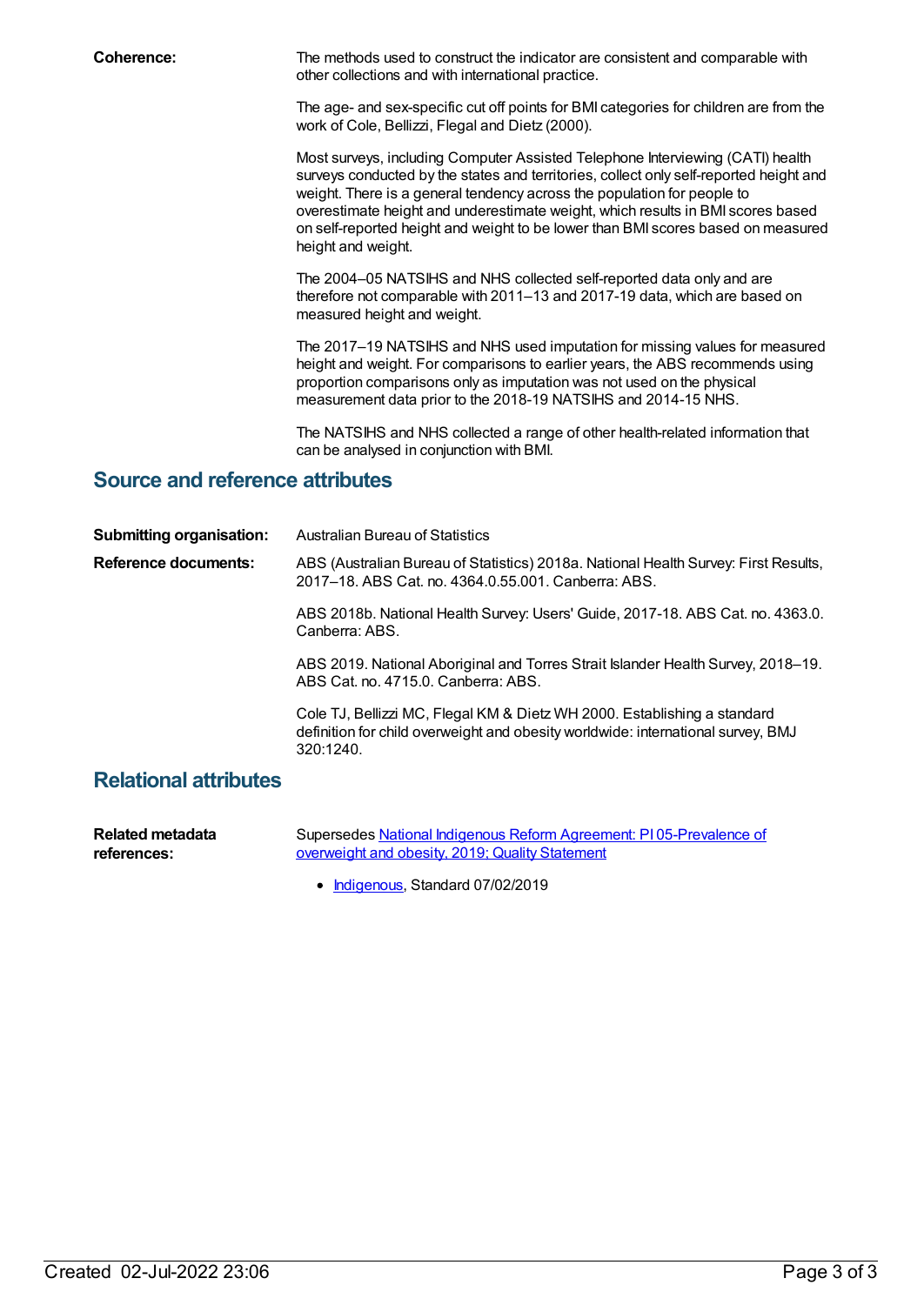**Coherence:**

The methods used to construct the indicator are consistent and comparable with other collections and with international practice.

The age- and sex-specific cut off points for BMI categories for children are from the work of Cole, Bellizzi, Flegal and Dietz (2000).

Most surveys, including Computer Assisted Telephone Interviewing (CATI) health surveys conducted by the states and territories, collect only self-reported height and weight. There is a general tendency across the population for people to overestimate height and underestimate weight, which results in BMI scores based on self-reported height and weight to be lower than BMI scores based on measured height and weight.

The 2004–05 NATSIHS and NHS collected self-reported data only and are therefore not comparable with 2011–13 and 2017-19 data, which are based on measured height and weight.

The 2017–19 NATSIHS and NHS used imputation for missing values for measured height and weight. For comparisons to earlier years, the ABS recommends using proportion comparisons only as imputation was not used on the physical measurement data prior to the 2018-19 NATSIHS and 2014-15 NHS.

The NATSIHS and NHS collected a range of other health-related information that can be analysed in conjunction with BMI.

## Source and reference attributes

**Submitting organisation:** Australian Bureau of Statistics

**Reference documents:**

ABS (Australian Bureau of Statistics) 2018a. National Health Survey: First Results, 2017–18. ABS Cat. no. 4364.0.55.001. Canberra: ABS.

ABS 2018b. National Health Survey: Users' Guide, 2017-18. ABS Cat. no. 4363.0. Canberra: ABS.

ABS 2019. National Aboriginal and Torres Strait Islander Health Survey, 2018–19. ABS Cat. no. 4715.0. Canberra: ABS.

Cole TJ, Bellizzi MC, Flegal KM & Dietz WH 2000. Establishing a standard definition for child overweight and obesity worldwide: international survey, BMJ 320:1240.

## Relational attributes

**Related metadata references:**

Supersedes National Indigenous Reform Agreement: PI 05-Prevalence of overweight and obesity, 2019; Quality Statement

- Indigenous, Standard 07/02/2019